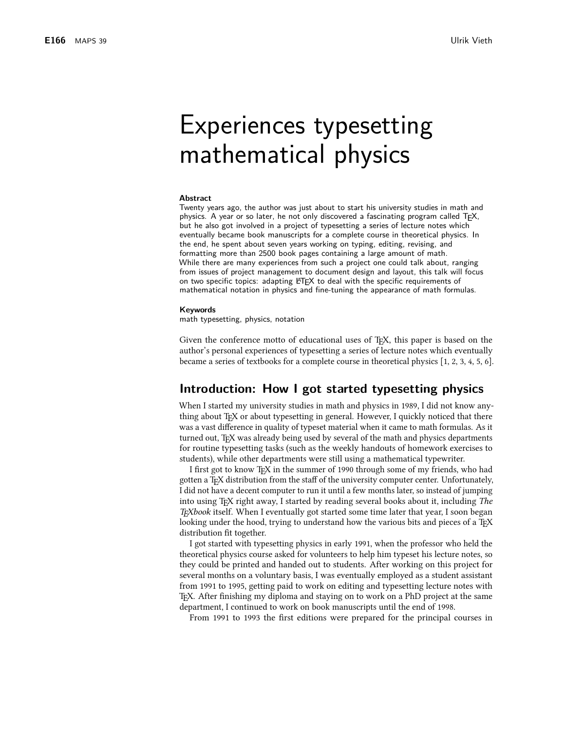# Experiences typesetting mathematical physics

**Abstract**

Twenty years ago, the author was just about to start his university studies in math and physics. A year or so later, he not only discovered a fascinating program called TEX, but he also got involved in a project of typesetting a series of lecture notes which eventually became book manuscripts for a complete course in theoretical physics. In the end, he spent about seven years working on typing, editing, revising, and formatting more than 2500 book pages containing a large amount of math.
While there are many experiences from such a project one could talk about, ranging from issues of project management to document design and layout, this talk will focus on two specific topics: adapting LATEX to deal with the specific requirements of mathematical notation in physics and fine-tuning the appearance of math formulas.

**Keywords**

math typesetting, physics, notation

Given the conference motto of educational uses of TEX, this paper is based on the author's personal experiences of typesetting a series of lecture notes which eventually became a series of textbooks for a complete course in theoretical physics [1, 2, 3, 4, 5, 6].

## Introduction: How I got started typesetting physics

When I started my university studies in math and physics in 1989, I did not know anything about TEX or about typesetting in general. However, I quickly noticed that there was a vast difference in quality of typeset material when it came to math formulas. As it turned out, TEX was already being used by several of the math and physics departments for routine typesetting tasks (such as the weekly handouts of homework exercises to students), while other departments were still using a mathematical typewriter.

I first got to know TEX in the summer of 1990 through some of my friends, who had gotten a TEX distribution from the staff of the university computer center. Unfortunately, I did not have a decent computer to run it until a few months later, so instead of jumping into using TEX right away, I started by reading several books about it, including *The TEXbook* itself. When I eventually got started some time later that year, I soon began looking under the hood, trying to understand how the various bits and pieces of a TEX distribution fit together.

I got started with typesetting physics in early 1991, when the professor who held the theoretical physics course asked for volunteers to help him typeset his lecture notes, so they could be printed and handed out to students. After working on this project for several months on a voluntary basis, I was eventually employed as a student assistant from 1991 to 1995, getting paid to work on editing and typesetting lecture notes with TEX. After finishing my diploma and staying on to work on a PhD project at the same department, I continued to work on book manuscripts until the end of 1998.

From 1991 to 1993 the first editions were prepared for the principal courses in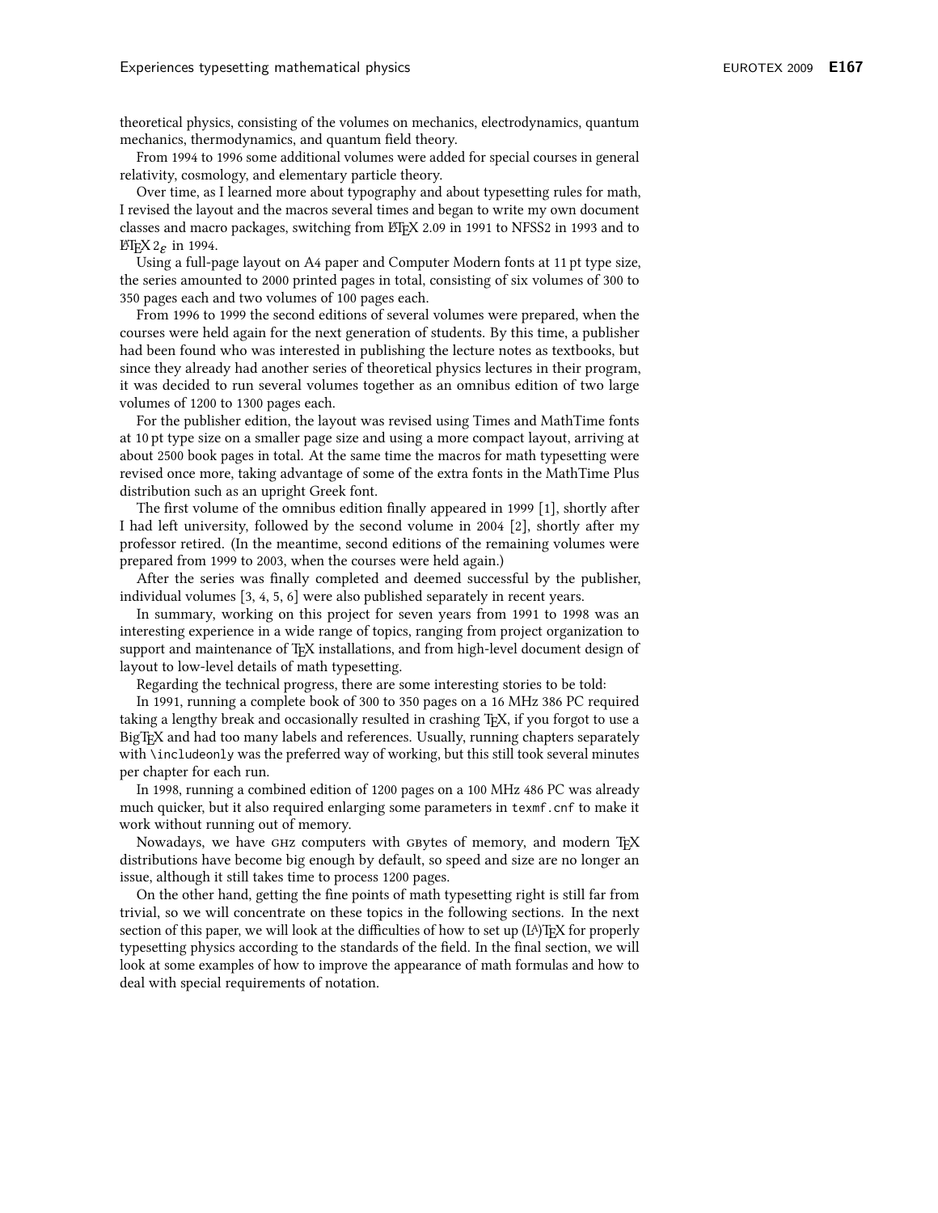theoretical physics, consisting of the volumes on mechanics, electrodynamics, quantum mechanics, thermodynamics, and quantum field theory.

From 1994 to 1996 some additional volumes were added for special courses in general relativity, cosmology, and elementary particle theory.

Over time, as I learned more about typography and about typesetting rules for math, I revised the layout and the macros several times and began to write my own document classes and macro packages, switching from LaTeX 2.09 in 1991 to NFSS2 in 1993 and to LaTeX $2_\varepsilon$ in 1994.

Using a full-page layout on A4 paper and Computer Modern fonts at 11 pt type size, the series amounted to 2000 printed pages in total, consisting of six volumes of 300 to 350 pages each and two volumes of 100 pages each.

From 1996 to 1999 the second editions of several volumes were prepared, when the courses were held again for the next generation of students. By this time, a publisher had been found who was interested in publishing the lecture notes as textbooks, but since they already had another series of theoretical physics lectures in their program, it was decided to run several volumes together as an omnibus edition of two large volumes of 1200 to 1300 pages each.

For the publisher edition, the layout was revised using Times and MathTime fonts at 10 pt type size on a smaller page size and using a more compact layout, arriving at about 2500 book pages in total. At the same time the macros for math typesetting were revised once more, taking advantage of some of the extra fonts in the MathTime Plus distribution such as an upright Greek font.

The first volume of the omnibus edition finally appeared in 1999 [1], shortly after I had left university, followed by the second volume in 2004 [2], shortly after my professor retired. (In the meantime, second editions of the remaining volumes were prepared from 1999 to 2003, when the courses were held again.)

After the series was finally completed and deemed successful by the publisher, individual volumes [3, 4, 5, 6] were also published separately in recent years.

In summary, working on this project for seven years from 1991 to 1998 was an interesting experience in a wide range of topics, ranging from project organization to support and maintenance of TeX installations, and from high-level document design of layout to low-level details of math typesetting.

Regarding the technical progress, there are some interesting stories to be told:

In 1991, running a complete book of 300 to 350 pages on a 16 MHz 386 PC required taking a lengthy break and occasionally resulted in crashing TeX, if you forgot to use a BigTeX and had too many labels and references. Usually, running chapters separately with `\includeonly` was the preferred way of working, but this still took several minutes per chapter for each run.

In 1998, running a combined edition of 1200 pages on a 100 MHz 486 PC was already much quicker, but it also required enlarging some parameters in `texmf.cnf` to make it work without running out of memory.

Nowadays, we have GHz computers with GBytes of memory, and modern TeX distributions have become big enough by default, so speed and size are no longer an issue, although it still takes time to process 1200 pages.

On the other hand, getting the fine points of math typesetting right is still far from trivial, so we will concentrate on these topics in the following sections. In the next section of this paper, we will look at the difficulties of how to set up (La)TeX for properly typesetting physics according to the standards of the field. In the final section, we will look at some examples of how to improve the appearance of math formulas and how to deal with special requirements of notation.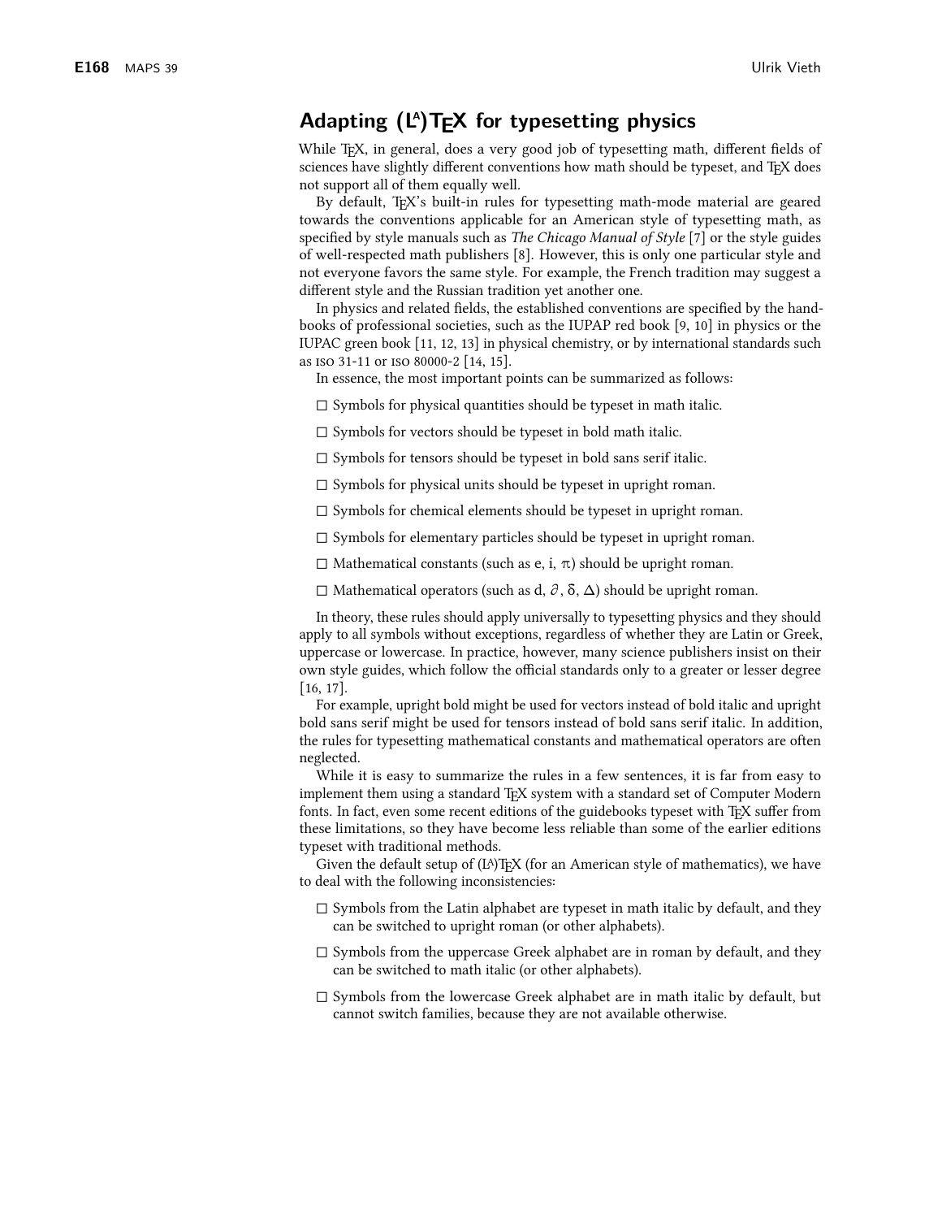## Adapting (LA)TEX for typesetting physics

While TEX, in general, does a very good job of typesetting math, different fields of sciences have slightly different conventions how math should be typeset, and TEX does not support all of them equally well.

By default, TEX's built-in rules for typesetting math-mode material are geared towards the conventions applicable for an American style of typesetting math, as specified by style manuals such as *The Chicago Manual of Style* [7] or the style guides of well-respected math publishers [8]. However, this is only one particular style and not everyone favors the same style. For example, the French tradition may suggest a different style and the Russian tradition yet another one.

In physics and related fields, the established conventions are specified by the handbooks of professional societies, such as the IUPAP red book [9, 10] in physics or the IUPAC green book [11, 12, 13] in physical chemistry, or by international standards such as ISO 31-11 or ISO 80000-2 [14, 15].

In essence, the most important points can be summarized as follows:

- ☐ Symbols for physical quantities should be typeset in math italic.
- ☐ Symbols for vectors should be typeset in bold math italic.
- ☐ Symbols for tensors should be typeset in bold sans serif italic.
- ☐ Symbols for physical units should be typeset in upright roman.
- ☐ Symbols for chemical elements should be typeset in upright roman.
- ☐ Symbols for elementary particles should be typeset in upright roman.
- ☐ Mathematical constants (such as $\mathrm{e}$, $\mathrm{i}$, $\pi$) should be upright roman.
- ☐ Mathematical operators (such as $\mathrm{d}$, $\partial$, $\delta$, $\Delta$) should be upright roman.

In theory, these rules should apply universally to typesetting physics and they should apply to all symbols without exceptions, regardless of whether they are Latin or Greek, uppercase or lowercase. In practice, however, many science publishers insist on their own style guides, which follow the official standards only to a greater or lesser degree [16, 17].

For example, upright bold might be used for vectors instead of bold italic and upright bold sans serif might be used for tensors instead of bold sans serif italic. In addition, the rules for typesetting mathematical constants and mathematical operators are often neglected.

While it is easy to summarize the rules in a few sentences, it is far from easy to implement them using a standard TEX system with a standard set of Computer Modern fonts. In fact, even some recent editions of the guidebooks typeset with TEX suffer from these limitations, so they have become less reliable than some of the earlier editions typeset with traditional methods.

Given the default setup of (LA)TEX (for an American style of mathematics), we have to deal with the following inconsistencies:

- ☐ Symbols from the Latin alphabet are typeset in math italic by default, and they can be switched to upright roman (or other alphabets).
- ☐ Symbols from the uppercase Greek alphabet are in roman by default, and they can be switched to math italic (or other alphabets).
- ☐ Symbols from the lowercase Greek alphabet are in math italic by default, but cannot switch families, because they are not available otherwise.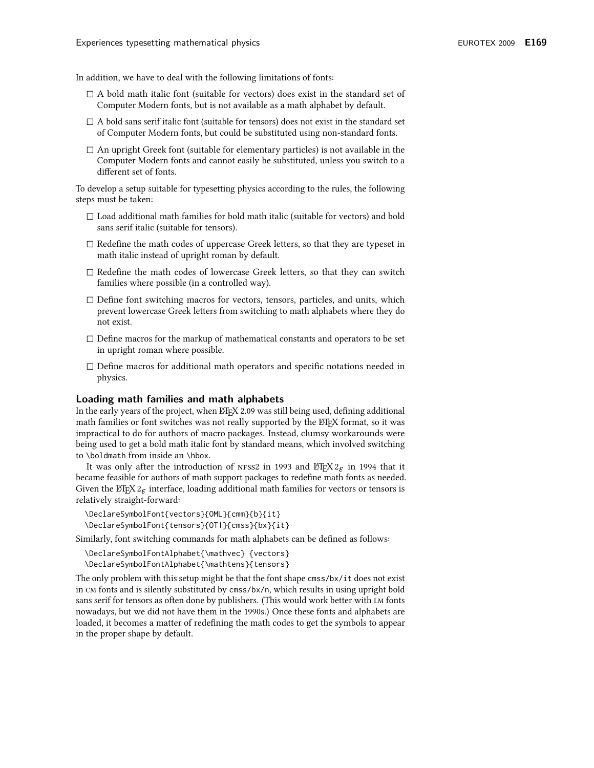In addition, we have to deal with the following limitations of fonts:

- A bold math italic font (suitable for vectors) does exist in the standard set of Computer Modern fonts, but is not available as a math alphabet by default.
- A bold sans serif italic font (suitable for tensors) does not exist in the standard set of Computer Modern fonts, but could be substituted using non-standard fonts.
- An upright Greek font (suitable for elementary particles) is not available in the Computer Modern fonts and cannot easily be substituted, unless you switch to a different set of fonts.

To develop a setup suitable for typesetting physics according to the rules, the following steps must be taken:

- Load additional math families for bold math italic (suitable for vectors) and bold sans serif italic (suitable for tensors).
- Redefine the math codes of uppercase Greek letters, so that they are typeset in math italic instead of upright roman by default.
- Redefine the math codes of lowercase Greek letters, so that they can switch families where possible (in a controlled way).
- Define font switching macros for vectors, tensors, particles, and units, which prevent lowercase Greek letters from switching to math alphabets where they do not exist.
- Define macros for the markup of mathematical constants and operators to be set in upright roman where possible.
- Define macros for additional math operators and specific notations needed in physics.

## Loading math families and math alphabets

In the early years of the project, when LaTeX 2.09 was still being used, defining additional math families or font switches was not really supported by the LaTeX format, so it was impractical to do for authors of macro packages. Instead, clumsy workarounds were being used to get a bold math italic font by standard means, which involved switching to `\boldmath` from inside an `\hbox`.

It was only after the introduction of NFSS2 in 1993 and LaTeX 2$_\varepsilon$ in 1994 that it became feasible for authors of math support packages to redefine math fonts as needed. Given the LaTeX 2$_\varepsilon$ interface, loading additional math families for vectors or tensors is relatively straight-forward:

```
\DeclareSymbolFont{vectors}{OML}{cmm}{b}{it}
\DeclareSymbolFont{tensors}{OT1}{cmss}{bx}{it}
```

Similarly, font switching commands for math alphabets can be defined as follows:

```
\DeclareSymbolFontAlphabet{\mathvec} {vectors}
\DeclareSymbolFontAlphabet{\mathtens}{tensors}
```

The only problem with this setup might be that the font shape `cmss/bx/it` does not exist in CM fonts and is silently substituted by `cmss/bx/n`, which results in using upright bold sans serif for tensors as often done by publishers. (This would work better with LM fonts nowadays, but we did not have them in the 1990s.) Once these fonts and alphabets are loaded, it becomes a matter of redefining the math codes to get the symbols to appear in the proper shape by default.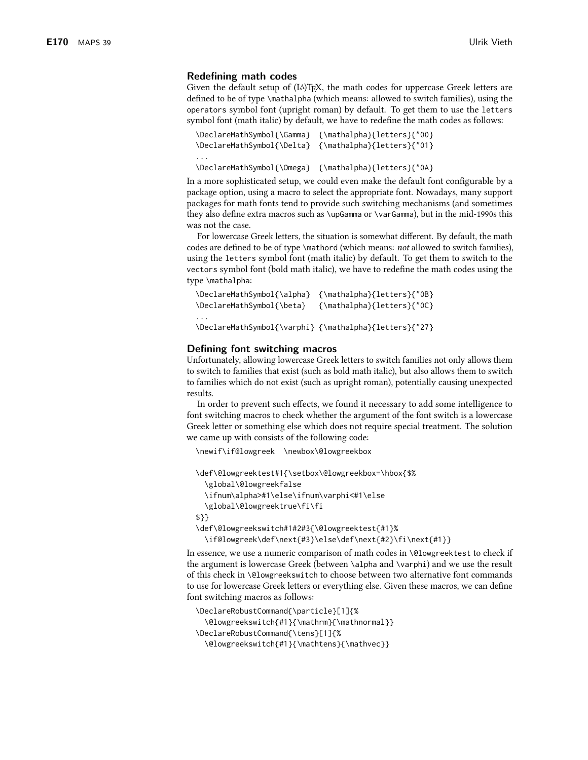## Redefining math codes

Given the default setup of (LA)TEX, the math codes for uppercase Greek letters are defined to be of type `\mathalpha` (which means: allowed to switch families), using the `operators` symbol font (upright roman) by default. To get them to use the `letters` symbol font (math italic) by default, we have to redefine the math codes as follows:

```
\DeclareMathSymbol{\Gamma}  {\mathalpha}{letters}{"00}
\DeclareMathSymbol{\Delta}  {\mathalpha}{letters}{"01}
...
\DeclareMathSymbol{\Omega}  {\mathalpha}{letters}{"0A}
```

In a more sophisticated setup, we could even make the default font configurable by a package option, using a macro to select the appropriate font. Nowadays, many support packages for math fonts tend to provide such switching mechanisms (and sometimes they also define extra macros such as `\upGamma` or `\varGamma`), but in the mid-1990s this was not the case.

For lowercase Greek letters, the situation is somewhat different. By default, the math codes are defined to be of type `\mathord` (which means: *not* allowed to switch families), using the `letters` symbol font (math italic) by default. To get them to switch to the `vectors` symbol font (bold math italic), we have to redefine the math codes using the type `\mathalpha`:

```
\DeclareMathSymbol{\alpha}  {\mathalpha}{letters}{"0B}
\DeclareMathSymbol{\beta}   {\mathalpha}{letters}{"0C}
...
\DeclareMathSymbol{\varphi} {\mathalpha}{letters}{"27}
```

## Defining font switching macros

Unfortunately, allowing lowercase Greek letters to switch families not only allows them to switch to families that exist (such as bold math italic), but also allows them to switch to families which do not exist (such as upright roman), potentially causing unexpected results.

In order to prevent such effects, we found it necessary to add some intelligence to font switching macros to check whether the argument of the font switch is a lowercase Greek letter or something else which does not require special treatment. The solution we came up with consists of the following code:

```
\newif\if@lowgreek  \newbox\@lowgreekbox

\def\@lowgreektest#1{\setbox\@lowgreekbox=\hbox{$%
  \global\@lowgreekfalse
  \ifnum\alpha>#1\else\ifnum\varphi<#1\else
  \global\@lowgreektrue\fi\fi
$}}
\def\@lowgreekswitch#1#2#3{\@lowgreektest{#1}%
  \if@lowgreek\def\next{#3}\else\def\next{#2}\fi\next{#1}}
```

In essence, we use a numeric comparison of math codes in `\@lowgreektest` to check if the argument is lowercase Greek (between `\alpha` and `\varphi`) and we use the result of this check in `\@lowgreekswitch` to choose between two alternative font commands to use for lowercase Greek letters or everything else. Given these macros, we can define font switching macros as follows:

```
\DeclareRobustCommand{\particle}[1]{%
  \@lowgreekswitch{#1}{\mathrm}{\mathnormal}}
\DeclareRobustCommand{\tens}[1]{%
  \@lowgreekswitch{#1}{\mathtens}{\mathvec}}
```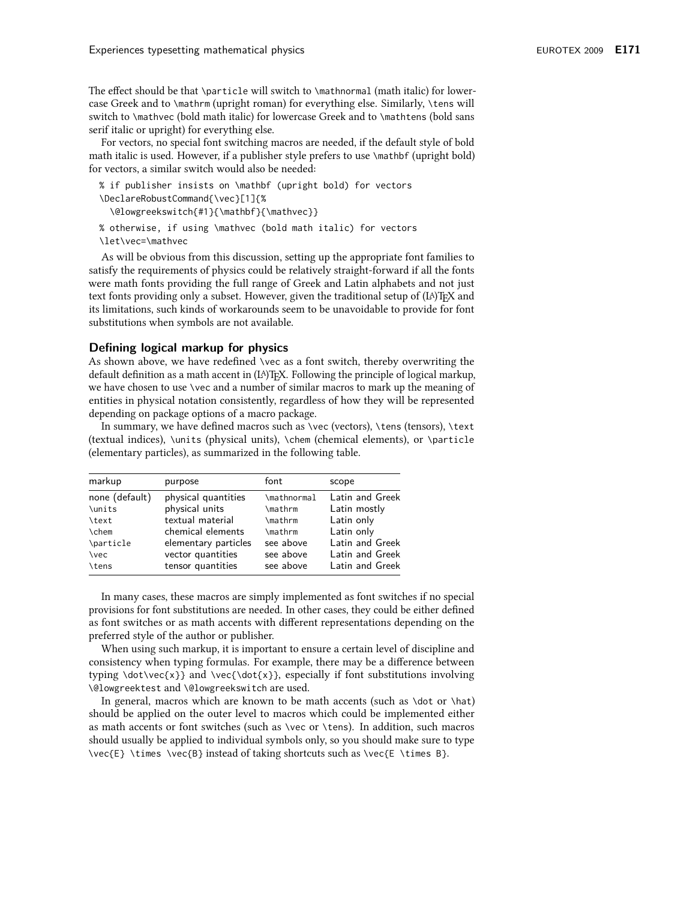The effect should be that `\particle` will switch to `\mathnormal` (math italic) for lowercase Greek and to `\mathrm` (upright roman) for everything else. Similarly, `\tens` will switch to `\mathvec` (bold math italic) for lowercase Greek and to `\mathtens` (bold sans serif italic or upright) for everything else.

For vectors, no special font switching macros are needed, if the default style of bold math italic is used. However, if a publisher style prefers to use `\mathbf` (upright bold) for vectors, a similar switch would also be needed:

```
% if publisher insists on \mathbf (upright bold) for vectors
\DeclareRobustCommand{\vec}[1]{%
  \@lowgreekswitch{#1}{\mathbf}{\mathvec}}

% otherwise, if using \mathvec (bold math italic) for vectors
\let\vec=\mathvec
```

As will be obvious from this discussion, setting up the appropriate font families to satisfy the requirements of physics could be relatively straight-forward if all the fonts were math fonts providing the full range of Greek and Latin alphabets and not just text fonts providing only a subset. However, given the traditional setup of (LA)TEX and its limitations, such kinds of workarounds seem to be unavoidable to provide for font substitutions when symbols are not available.

## Defining logical markup for physics

As shown above, we have redefined `\vec` as a font switch, thereby overwriting the default definition as a math accent in (LA)TEX. Following the principle of logical markup, we have chosen to use `\vec` and a number of similar macros to mark up the meaning of entities in physical notation consistently, regardless of how they will be represented depending on package options of a macro package.

In summary, we have defined macros such as `\vec` (vectors), `\tens` (tensors), `\text` (textual indices), `\units` (physical units), `\chem` (chemical elements), or `\particle` (elementary particles), as summarized in the following table.

| markup | purpose | font | scope |
|---|---|---|---|
| none (default) | physical quantities | `\mathnormal` | Latin and Greek |
| `\units` | physical units | `\mathrm` | Latin mostly |
| `\text` | textual material | `\mathrm` | Latin only |
| `\chem` | chemical elements | `\mathrm` | Latin only |
| `\particle` | elementary particles | see above | Latin and Greek |
| `\vec` | vector quantities | see above | Latin and Greek |
| `\tens` | tensor quantities | see above | Latin and Greek |

In many cases, these macros are simply implemented as font switches if no special provisions for font substitutions are needed. In other cases, they could be either defined as font switches or as math accents with different representations depending on the preferred style of the author or publisher.

When using such markup, it is important to ensure a certain level of discipline and consistency when typing formulas. For example, there may be a difference between typing `\dot\vec{x}}` and `\vec{\dot{x}}`, especially if font substitutions involving `\@lowgreektest` and `\@lowgreekswitch` are used.

In general, macros which are known to be math accents (such as `\dot` or `\hat`) should be applied on the outer level to macros which could be implemented either as math accents or font switches (such as `\vec` or `\tens`). In addition, such macros should usually be applied to individual symbols only, so you should make sure to type `\vec{E} \times \vec{B}` instead of taking shortcuts such as `\vec{E \times B}`.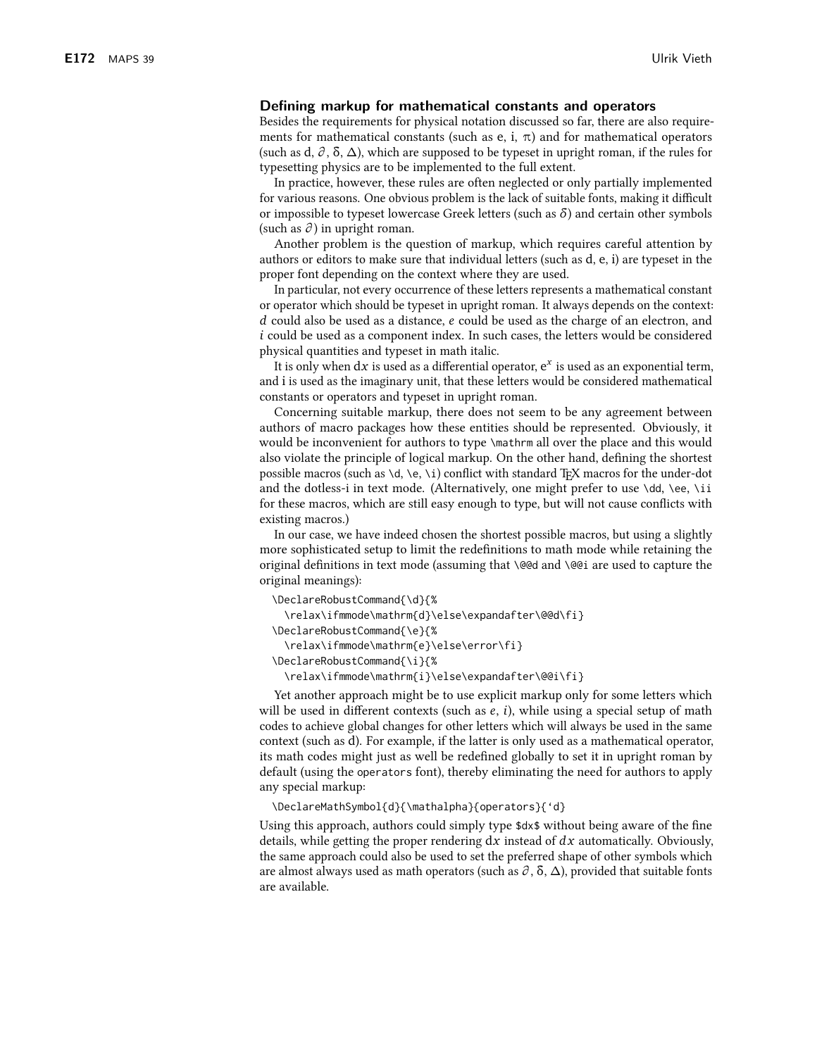### Defining markup for mathematical constants and operators

Besides the requirements for physical notation discussed so far, there are also requirements for mathematical constants (such as $\mathrm{e}$, $\mathrm{i}$, $\pi$) and for mathematical operators (such as $\mathrm{d}$, $\partial$, $\delta$, $\Delta$), which are supposed to be typeset in upright roman, if the rules for typesetting physics are to be implemented to the full extent.

In practice, however, these rules are often neglected or only partially implemented for various reasons. One obvious problem is the lack of suitable fonts, making it difficult or impossible to typeset lowercase Greek letters (such as $\delta$) and certain other symbols (such as $\partial$) in upright roman.

Another problem is the question of markup, which requires careful attention by authors or editors to make sure that individual letters (such as $\mathrm{d}$, $\mathrm{e}$, $\mathrm{i}$) are typeset in the proper font depending on the context where they are used.

In particular, not every occurrence of these letters represents a mathematical constant or operator which should be typeset in upright roman. It always depends on the context: $d$ could also be used as a distance, $e$ could be used as the charge of an electron, and $i$ could be used as a component index. In such cases, the letters would be considered physical quantities and typeset in math italic.

It is only when $\mathrm{d}x$ is used as a differential operator, $\mathrm{e}^x$ is used as an exponential term, and $\mathrm{i}$ is used as the imaginary unit, that these letters would be considered mathematical constants or operators and typeset in upright roman.

Concerning suitable markup, there does not seem to be any agreement between authors of macro packages how these entities should be represented. Obviously, it would be inconvenient for authors to type `\mathrm` all over the place and this would also violate the principle of logical markup. On the other hand, defining the shortest possible macros (such as `\d`, `\e`, `\i`) conflict with standard TeX macros for the under-dot and the dotless-i in text mode. (Alternatively, one might prefer to use `\dd`, `\ee`, `\ii` for these macros, which are still easy enough to type, but will not cause conflicts with existing macros.)

In our case, we have indeed chosen the shortest possible macros, but using a slightly more sophisticated setup to limit the redefinitions to math mode while retaining the original definitions in text mode (assuming that `\@@d` and `\@@i` are used to capture the original meanings):

```
\DeclareRobustCommand{\d}{%
  \relax\ifmmode\mathrm{d}\else\expandafter\@@d\fi}
\DeclareRobustCommand{\e}{%
  \relax\ifmmode\mathrm{e}\else\error\fi}
\DeclareRobustCommand{\i}{%
  \relax\ifmmode\mathrm{i}\else\expandafter\@@i\fi}
```

Yet another approach might be to use explicit markup only for some letters which will be used in different contexts (such as $e$, $i$), while using a special setup of math codes to achieve global changes for other letters which will always be used in the same context (such as $\mathrm{d}$). For example, if the latter is only used as a mathematical operator, its math codes might just as well be redefined globally to set it in upright roman by default (using the `operators` font), thereby eliminating the need for authors to apply any special markup:

```
\DeclareMathSymbol{d}{\mathalpha}{operators}{`d}
```

Using this approach, authors could simply type `$dx$` without being aware of the fine details, while getting the proper rendering $\mathrm{d}x$ instead of $dx$ automatically. Obviously, the same approach could also be used to set the preferred shape of other symbols which are almost always used as math operators (such as $\partial$, $\delta$, $\Delta$), provided that suitable fonts are available.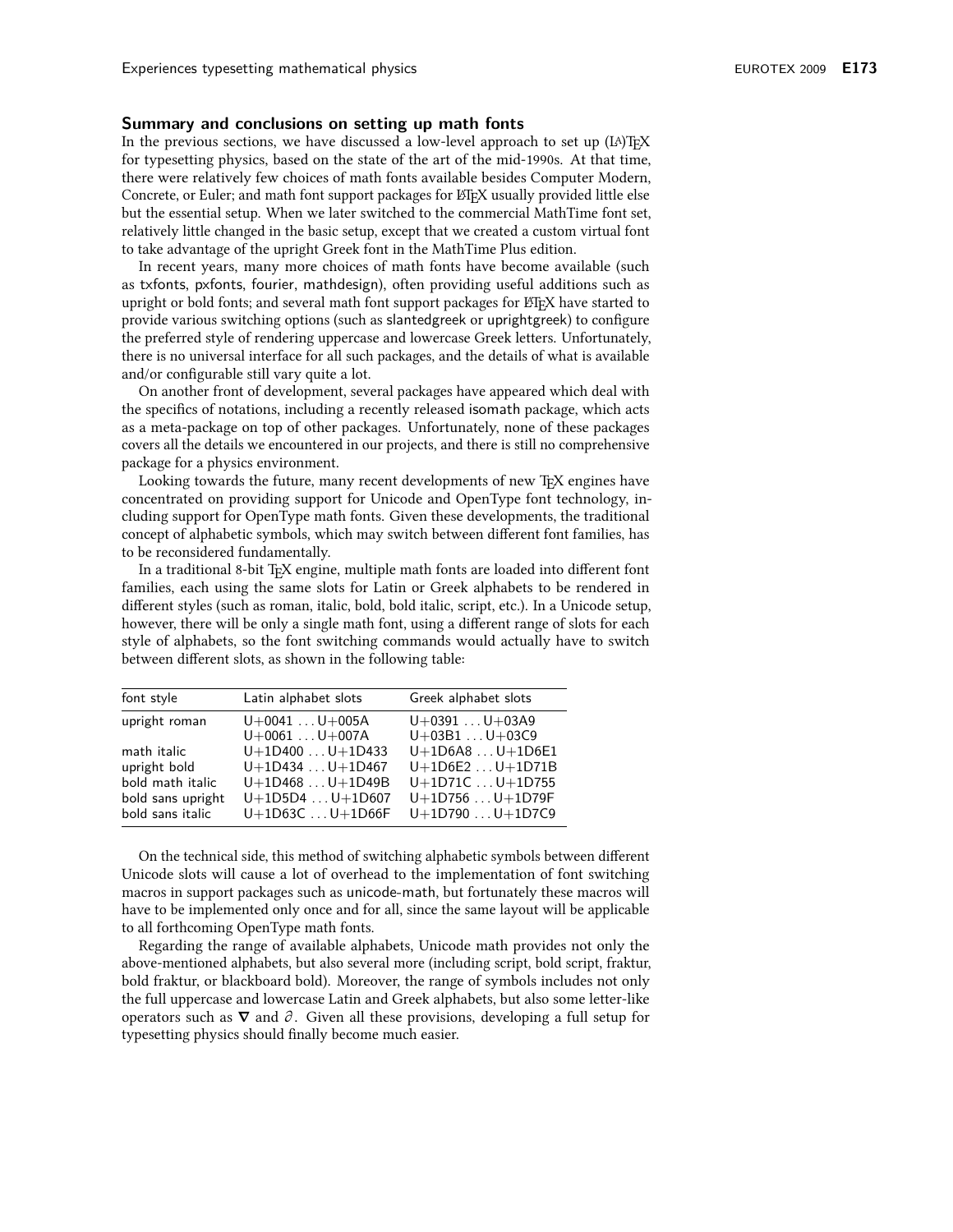## Summary and conclusions on setting up math fonts

In the previous sections, we have discussed a low-level approach to set up (LA)TEX for typesetting physics, based on the state of the art of the mid-1990s. At that time, there were relatively few choices of math fonts available besides Computer Modern, Concrete, or Euler; and math font support packages for LATEX usually provided little else but the essential setup. When we later switched to the commercial MathTime font set, relatively little changed in the basic setup, except that we created a custom virtual font to take advantage of the upright Greek font in the MathTime Plus edition.

In recent years, many more choices of math fonts have become available (such as txfonts, pxfonts, fourier, mathdesign), often providing useful additions such as upright or bold fonts; and several math font support packages for LATEX have started to provide various switching options (such as slantedgreek or uprightgreek) to configure the preferred style of rendering uppercase and lowercase Greek letters. Unfortunately, there is no universal interface for all such packages, and the details of what is available and/or configurable still vary quite a lot.

On another front of development, several packages have appeared which deal with the specifics of notations, including a recently released isomath package, which acts as a meta-package on top of other packages. Unfortunately, none of these packages covers all the details we encountered in our projects, and there is still no comprehensive package for a physics environment.

Looking towards the future, many recent developments of new TEX engines have concentrated on providing support for Unicode and OpenType font technology, including support for OpenType math fonts. Given these developments, the traditional concept of alphabetic symbols, which may switch between different font families, has to be reconsidered fundamentally.

In a traditional 8-bit TEX engine, multiple math fonts are loaded into different font families, each using the same slots for Latin or Greek alphabets to be rendered in different styles (such as roman, italic, bold, bold italic, script, etc.). In a Unicode setup, however, there will be only a single math font, using a different range of slots for each style of alphabets, so the font switching commands would actually have to switch between different slots, as shown in the following table:

| font style | Latin alphabet slots | Greek alphabet slots |
|---|---|---|
| upright roman | U+0041 ... U+005A<br>U+0061 ... U+007A | U+0391 ... U+03A9<br>U+03B1 ... U+03C9 |
| math italic | U+1D400 ... U+1D433 | U+1D6A8 ... U+1D6E1 |
| upright bold | U+1D434 ... U+1D467 | U+1D6E2 ... U+1D71B |
| bold math italic | U+1D468 ... U+1D49B | U+1D71C ... U+1D755 |
| bold sans upright | U+1D5D4 ... U+1D607 | U+1D756 ... U+1D79F |
| bold sans italic | U+1D63C ... U+1D66F | U+1D790 ... U+1D7C9 |

On the technical side, this method of switching alphabetic symbols between different Unicode slots will cause a lot of overhead to the implementation of font switching macros in support packages such as unicode-math, but fortunately these macros will have to be implemented only once and for all, since the same layout will be applicable to all forthcoming OpenType math fonts.

Regarding the range of available alphabets, Unicode math provides not only the above-mentioned alphabets, but also several more (including script, bold script, fraktur, bold fraktur, or blackboard bold). Moreover, the range of symbols includes not only the full uppercase and lowercase Latin and Greek alphabets, but also some letter-like operators such as $\boldsymbol{\nabla}$ and $\partial$. Given all these provisions, developing a full setup for typesetting physics should finally become much easier.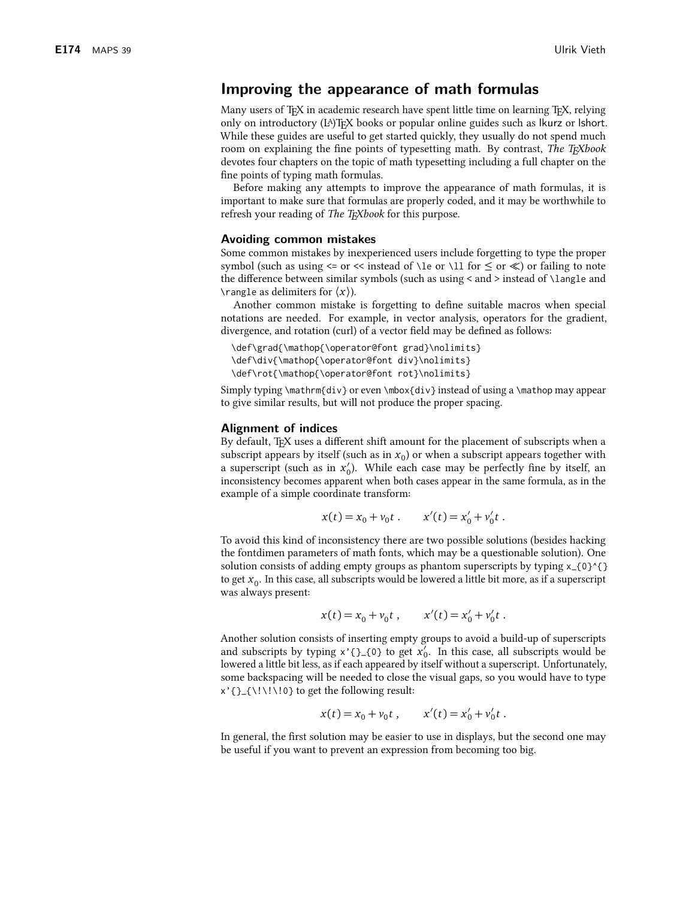## Improving the appearance of math formulas

Many users of TeX in academic research have spent little time on learning TeX, relying only on introductory (LA)TeX books or popular online guides such as lkurz or lshort. While these guides are useful to get started quickly, they usually do not spend much room on explaining the fine points of typesetting math. By contrast, *The TeXbook* devotes four chapters on the topic of math typesetting including a full chapter on the fine points of typing math formulas.

Before making any attempts to improve the appearance of math formulas, it is important to make sure that formulas are properly coded, and it may be worthwhile to refresh your reading of *The TeXbook* for this purpose.

### Avoiding common mistakes

Some common mistakes by inexperienced users include forgetting to type the proper symbol (such as using `<=` or `<<` instead of `\le` or `\ll` for $\le$ or $\ll$) or failing to note the difference between similar symbols (such as using `<` and `>` instead of `\langle` and `\rangle` as delimiters for $\langle x \rangle$).

Another common mistake is forgetting to define suitable macros when special notations are needed. For example, in vector analysis, operators for the gradient, divergence, and rotation (curl) of a vector field may be defined as follows:

```
\def\grad{\mathop{\operator@font grad}\nolimits}
\def\div{\mathop{\operator@font div}\nolimits}
\def\rot{\mathop{\operator@font rot}\nolimits}
```

Simply typing `\mathrm{div}` or even `\mbox{div}` instead of using a `\mathop` may appear to give similar results, but will not produce the proper spacing.

### Alignment of indices

By default, TeX uses a different shift amount for the placement of subscripts when a subscript appears by itself (such as in $x_0$) or when a subscript appears together with a superscript (such as in $x'_0$). While each case may be perfectly fine by itself, an inconsistency becomes apparent when both cases appear in the same formula, as in the example of a simple coordinate transform:

$$x(t) = x_0 + v_0 t \,. \qquad x'(t) = x'_0 + v'_0 t \,.$$

To avoid this kind of inconsistency there are two possible solutions (besides hacking the fontdimen parameters of math fonts, which may be a questionable solution). One solution consists of adding empty groups as phantom superscripts by typing `x_{0}^{}` to get $x_{0}^{}$. In this case, all subscripts would be lowered a little bit more, as if a superscript was always present:

$$x(t) = x_{0}^{} + v_{0}^{} t \,, \qquad x'(t) = x'_0 + v'_0 t \,.$$

Another solution consists of inserting empty groups to avoid a build-up of superscripts and subscripts by typing `x'{}_{0}` to get $x'{}_{0}$. In this case, all subscripts would be lowered a little bit less, as if each appeared by itself without a superscript. Unfortunately, some backspacing will be needed to close the visual gaps, so you would have to type `x'{}_{\!\!\!0}` to get the following result:

$$x(t) = x_0 + v_0 t \,, \qquad x'(t) = x'{}_{\!\!\!0} + v'{}_{\!\!\!0} t \,.$$

In general, the first solution may be easier to use in displays, but the second one may be useful if you want to prevent an expression from becoming too big.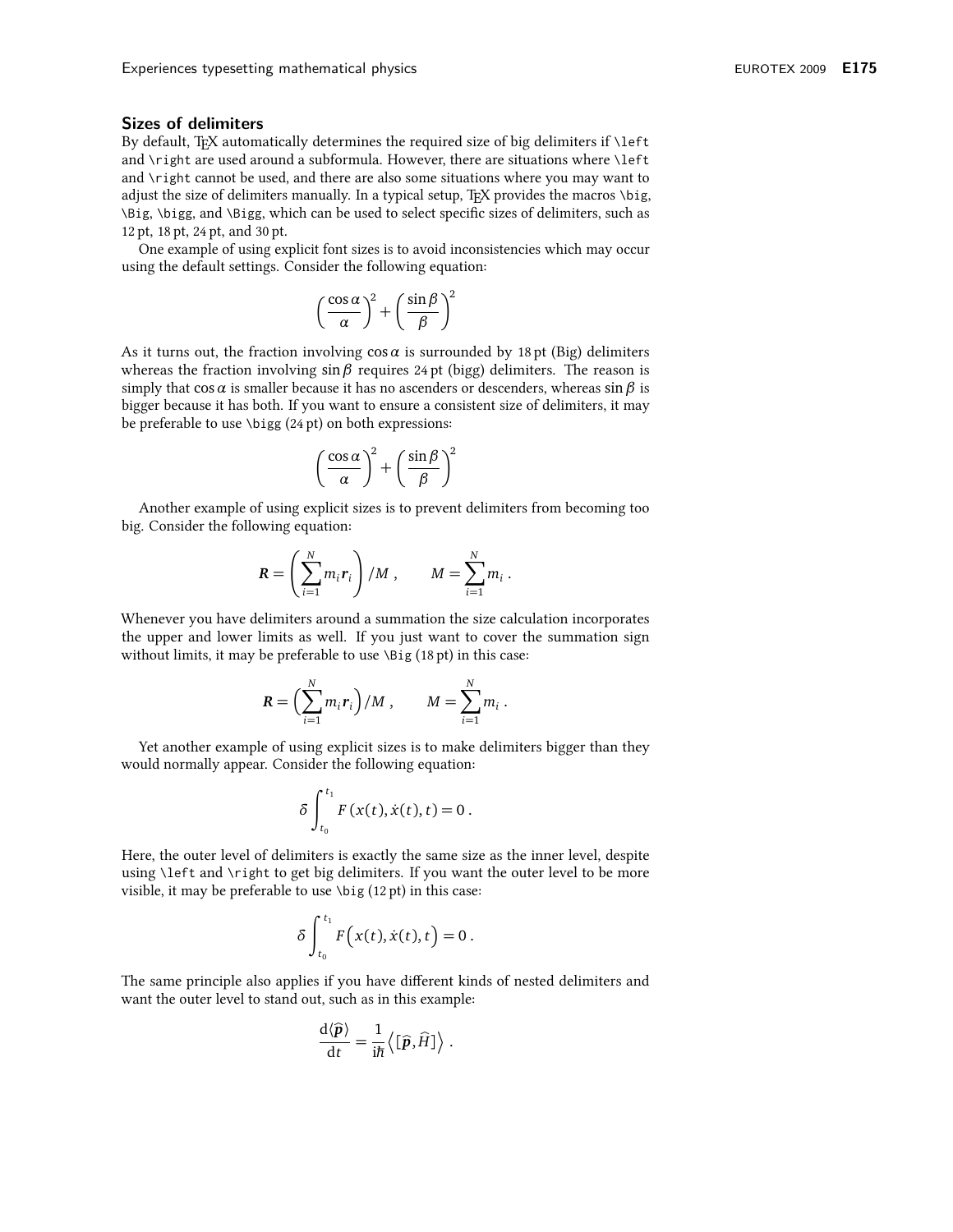## Sizes of delimiters

By default, TEX automatically determines the required size of big delimiters if `\left` and `\right` are used around a subformula. However, there are situations where `\left` and `\right` cannot be used, and there are also some situations where you may want to adjust the size of delimiters manually. In a typical setup, TEX provides the macros `\big`, `\Big`, `\bigg`, and `\Bigg`, which can be used to select specific sizes of delimiters, such as 12 pt, 18 pt, 24 pt, and 30 pt.

One example of using explicit font sizes is to avoid inconsistencies which may occur using the default settings. Consider the following equation:

$$\left(\frac{\cos\alpha}{\alpha}\right)^2 + \left(\frac{\sin\beta}{\beta}\right)^2$$

As it turns out, the fraction involving $\cos\alpha$ is surrounded by 18 pt (Big) delimiters whereas the fraction involving $\sin\beta$ requires 24 pt (bigg) delimiters. The reason is simply that $\cos\alpha$ is smaller because it has no ascenders or descenders, whereas $\sin\beta$ is bigger because it has both. If you want to ensure a consistent size of delimiters, it may be preferable to use `\bigg` (24 pt) on both expressions:

$$\biggl(\frac{\cos\alpha}{\alpha}\biggr)^2 + \biggl(\frac{\sin\beta}{\beta}\biggr)^2$$

Another example of using explicit sizes is to prevent delimiters from becoming too big. Consider the following equation:

$$\boldsymbol{R} = \left(\sum_{i=1}^{N} m_i \boldsymbol{r}_i\right) / M \,, \qquad M = \sum_{i=1}^{N} m_i \,.$$

Whenever you have delimiters around a summation the size calculation incorporates the upper and lower limits as well. If you just want to cover the summation sign without limits, it may be preferable to use `\Big` (18 pt) in this case:

$$\boldsymbol{R} = \Bigl(\sum_{i=1}^{N} m_i \boldsymbol{r}_i\Bigr) / M \,, \qquad M = \sum_{i=1}^{N} m_i \,.$$

Yet another example of using explicit sizes is to make delimiters bigger than they would normally appear. Consider the following equation:

$$\delta \int_{t_0}^{t_1} F\left(x(t), \dot{x}(t), t\right) = 0 \,.$$

Here, the outer level of delimiters is exactly the same size as the inner level, despite using `\left` and `\right` to get big delimiters. If you want the outer level to be more visible, it may be preferable to use `\big` (12 pt) in this case:

$$\delta \int_{t_0}^{t_1} F\bigl(x(t), \dot{x}(t), t\bigr) = 0 \,.$$

The same principle also applies if you have different kinds of nested delimiters and want the outer level to stand out, such as in this example:

$$\frac{\mathrm{d}\langle\widehat{\boldsymbol{p}}\rangle}{\mathrm{d}t} = \frac{1}{\mathrm{i}\hbar} \bigl\langle [\widehat{\boldsymbol{p}}, \widehat{H}] \bigr\rangle \,.$$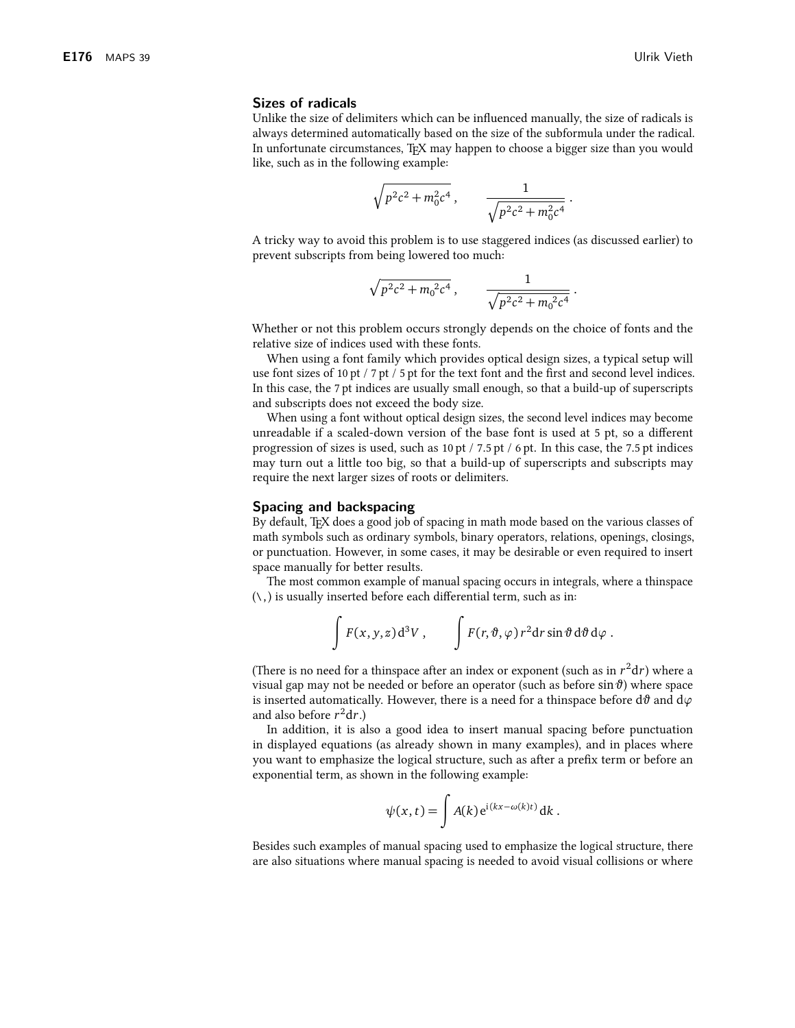## Sizes of radicals

Unlike the size of delimiters which can be influenced manually, the size of radicals is always determined automatically based on the size of the subformula under the radical. In unfortunate circumstances, TEX may happen to choose a bigger size than you would like, such as in the following example:

$$\sqrt{p^2c^2 + m_0^2c^4}\,, \qquad \frac{1}{\sqrt{p^2c^2 + m_0^2c^4}}\,.$$

A tricky way to avoid this problem is to use staggered indices (as discussed earlier) to prevent subscripts from being lowered too much:

$$\sqrt{p^2c^2 + m_0{}^2c^4}\,, \qquad \frac{1}{\sqrt{p^2c^2 + m_0{}^2c^4}}\,.$$

Whether or not this problem occurs strongly depends on the choice of fonts and the relative size of indices used with these fonts.

When using a font family which provides optical design sizes, a typical setup will use font sizes of 10 pt / 7 pt / 5 pt for the text font and the first and second level indices. In this case, the 7 pt indices are usually small enough, so that a build-up of superscripts and subscripts does not exceed the body size.

When using a font without optical design sizes, the second level indices may become unreadable if a scaled-down version of the base font is used at 5 pt, so a different progression of sizes is used, such as 10 pt / 7.5 pt / 6 pt. In this case, the 7.5 pt indices may turn out a little too big, so that a build-up of superscripts and subscripts may require the next larger sizes of roots or delimiters.

## Spacing and backspacing

By default, TEX does a good job of spacing in math mode based on the various classes of math symbols such as ordinary symbols, binary operators, relations, openings, closings, or punctuation. However, in some cases, it may be desirable or even required to insert space manually for better results.

The most common example of manual spacing occurs in integrals, where a thinspace (\,) is usually inserted before each differential term, such as in:

$$\int F(x,y,z)\,\mathrm{d}^3V\,, \qquad \int F(r,\vartheta,\varphi)\,r^2\mathrm{d}r\sin\vartheta\,\mathrm{d}\vartheta\,\mathrm{d}\varphi\,.$$

(There is no need for a thinspace after an index or exponent (such as in $r^2\mathrm{d}r$) where a visual gap may not be needed or before an operator (such as before $\sin\vartheta$) where space is inserted automatically. However, there is a need for a thinspace before $\mathrm{d}\vartheta$ and $\mathrm{d}\varphi$ and also before $r^2\mathrm{d}r$.)

In addition, it is also a good idea to insert manual spacing before punctuation in displayed equations (as already shown in many examples), and in places where you want to emphasize the logical structure, such as after a prefix term or before an exponential term, as shown in the following example:

$$\psi(x,t) = \int A(k)\,\mathrm{e}^{\mathrm{i}(kx-\omega(k)t)}\,\mathrm{d}k\,.$$

Besides such examples of manual spacing used to emphasize the logical structure, there are also situations where manual spacing is needed to avoid visual collisions or where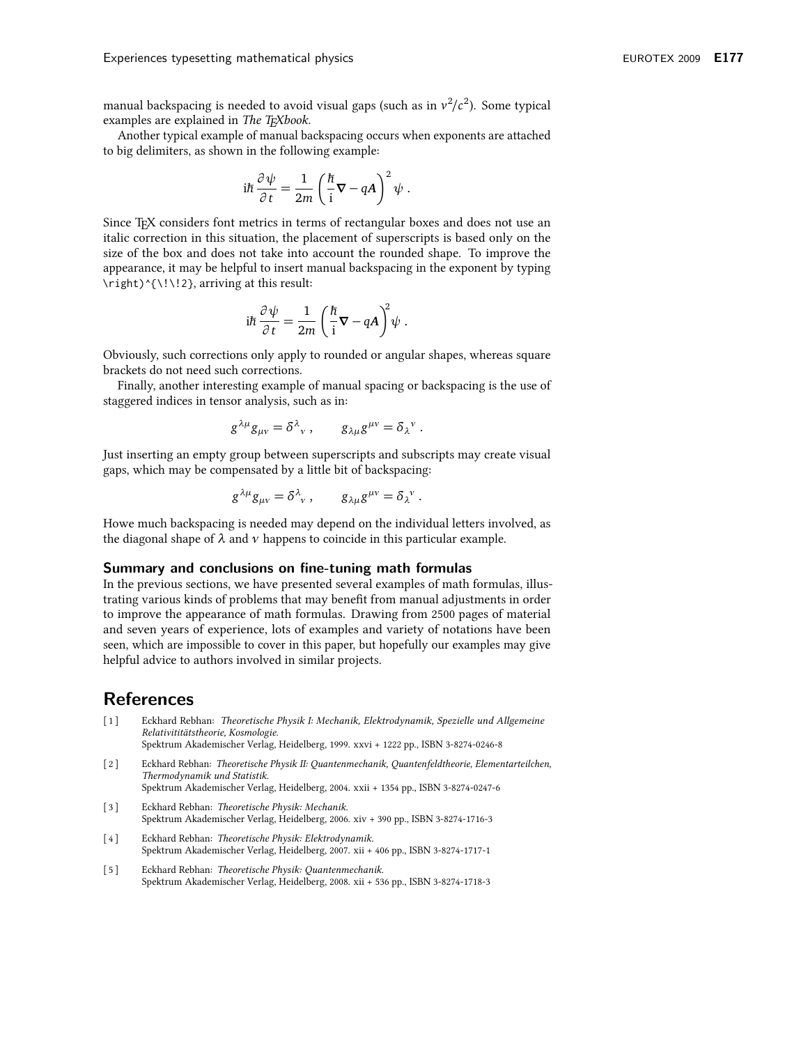manual backspacing is needed to avoid visual gaps (such as in $v^2/c^2$). Some typical examples are explained in *The TEXbook*.

Another typical example of manual backspacing occurs when exponents are attached to big delimiters, as shown in the following example:

$$\mathrm{i}\hbar\,\frac{\partial\psi}{\partial t} = \frac{1}{2m}\left(\frac{\hbar}{\mathrm{i}}\boldsymbol{\nabla} - q\boldsymbol{A}\right)^{2}\psi\ .$$

Since TEX considers font metrics in terms of rectangular boxes and does not use an italic correction in this situation, the placement of superscripts is based only on the size of the box and does not take into account the rounded shape. To improve the appearance, it may be helpful to insert manual backspacing in the exponent by typing `\right)^{\!\!2}`, arriving at this result:

$$\mathrm{i}\hbar\,\frac{\partial\psi}{\partial t} = \frac{1}{2m}\left(\frac{\hbar}{\mathrm{i}}\boldsymbol{\nabla} - q\boldsymbol{A}\right)^{\!\!2}\psi\ .$$

Obviously, such corrections only apply to rounded or angular shapes, whereas square brackets do not need such corrections.

Finally, another interesting example of manual spacing or backspacing is the use of staggered indices in tensor analysis, such as in:

$$g^{\lambda\mu}g_{\mu\nu} = \delta^{\lambda}{}_{\nu}\ , \qquad g_{\lambda\mu}g^{\mu\nu} = \delta_{\lambda}{}^{\nu}\ .$$

Just inserting an empty group between superscripts and subscripts may create visual gaps, which may be compensated by a little bit of backspacing:

$$g^{\lambda\mu}g_{\mu\nu} = \delta^{\lambda}{}_{\!\nu}\ , \qquad g_{\lambda\mu}g^{\mu\nu} = \delta_{\lambda}{}^{\!\nu}\ .$$

Howe much backspacing is needed may depend on the individual letters involved, as the diagonal shape of $\lambda$ and $\nu$ happens to coincide in this particular example.

### Summary and conclusions on fine-tuning math formulas

In the previous sections, we have presented several examples of math formulas, illustrating various kinds of problems that may benefit from manual adjustments in order to improve the appearance of math formulas. Drawing from 2500 pages of material and seven years of experience, lots of examples and variety of notations have been seen, which are impossible to cover in this paper, but hopefully our examples may give helpful advice to authors involved in similar projects.

## References

[1] Eckhard Rebhan: *Theoretische Physik I: Mechanik, Elektrodynamik, Spezielle und Allgemeine Relativitittätstheorie, Kosmologie.* Spektrum Akademischer Verlag, Heidelberg, 1999. xxvi + 1222 pp., ISBN 3-8274-0246-8

[2] Eckhard Rebhan: *Theoretische Physik II: Quantenmechanik, Quantenfeldtheorie, Elementarteilchen, Thermodynamik und Statistik.* Spektrum Akademischer Verlag, Heidelberg, 2004. xxii + 1354 pp., ISBN 3-8274-0247-6

[3] Eckhard Rebhan: *Theoretische Physik: Mechanik.* Spektrum Akademischer Verlag, Heidelberg, 2006. xiv + 390 pp., ISBN 3-8274-1716-3

[4] Eckhard Rebhan: *Theoretische Physik: Elektrodynamik.* Spektrum Akademischer Verlag, Heidelberg, 2007. xii + 406 pp., ISBN 3-8274-1717-1

[5] Eckhard Rebhan: *Theoretische Physik: Quantenmechanik.* Spektrum Akademischer Verlag, Heidelberg, 2008. xii + 536 pp., ISBN 3-8274-1718-3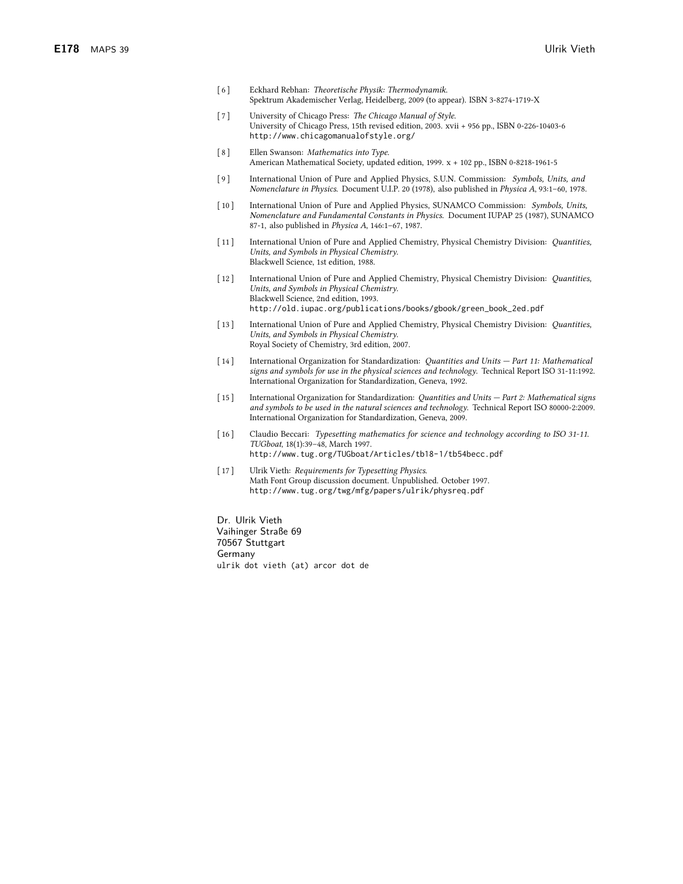[ 6 ] Eckhard Rebhan: *Theoretische Physik: Thermodynamik.*
Spektrum Akademischer Verlag, Heidelberg, 2009 (to appear). ISBN 3-8274-1719-X

[ 7 ] University of Chicago Press: *The Chicago Manual of Style.*
University of Chicago Press, 15th revised edition, 2003. xvii + 956 pp., ISBN 0-226-10403-6
http://www.chicagomanualofstyle.org/

[ 8 ] Ellen Swanson: *Mathematics into Type.*
American Mathematical Society, updated edition, 1999. x + 102 pp., ISBN 0-8218-1961-5

[ 9 ] International Union of Pure and Applied Physics, S.U.N. Commission: *Symbols, Units, and Nomenclature in Physics.* Document U.I.P. 20 (1978), also published in *Physica A*, 93:1–60, 1978.

[ 10 ] International Union of Pure and Applied Physics, SUNAMCO Commission: *Symbols, Units, Nomenclature and Fundamental Constants in Physics.* Document IUPAP 25 (1987), SUNAMCO 87-1, also published in *Physica A*, 146:1–67, 1987.

[ 11 ] International Union of Pure and Applied Chemistry, Physical Chemistry Division: *Quantities, Units, and Symbols in Physical Chemistry.*
Blackwell Science, 1st edition, 1988.

[ 12 ] International Union of Pure and Applied Chemistry, Physical Chemistry Division: *Quantities, Units, and Symbols in Physical Chemistry.*
Blackwell Science, 2nd edition, 1993.
http://old.iupac.org/publications/books/gbook/green_book_2ed.pdf

[ 13 ] International Union of Pure and Applied Chemistry, Physical Chemistry Division: *Quantities, Units, and Symbols in Physical Chemistry.*
Royal Society of Chemistry, 3rd edition, 2007.

[ 14 ] International Organization for Standardization: *Quantities and Units — Part 11: Mathematical signs and symbols for use in the physical sciences and technology.* Technical Report ISO 31-11:1992. International Organization for Standardization, Geneva, 1992.

[ 15 ] International Organization for Standardization: *Quantities and Units — Part 2: Mathematical signs and symbols to be used in the natural sciences and technology.* Technical Report ISO 80000-2:2009. International Organization for Standardization, Geneva, 2009.

[ 16 ] Claudio Beccari: *Typesetting mathematics for science and technology according to ISO 31-11.* *TUGboat*, 18(1):39–48, March 1997.
http://www.tug.org/TUGboat/Articles/tb18-1/tb54becc.pdf

[ 17 ] Ulrik Vieth: *Requirements for Typesetting Physics.*
Math Font Group discussion document. Unpublished. October 1997.
http://www.tug.org/twg/mfg/papers/ulrik/physreq.pdf

Dr. Ulrik Vieth
Vaihinger Straße 69
70567 Stuttgart
Germany
ulrik dot vieth (at) arcor dot de